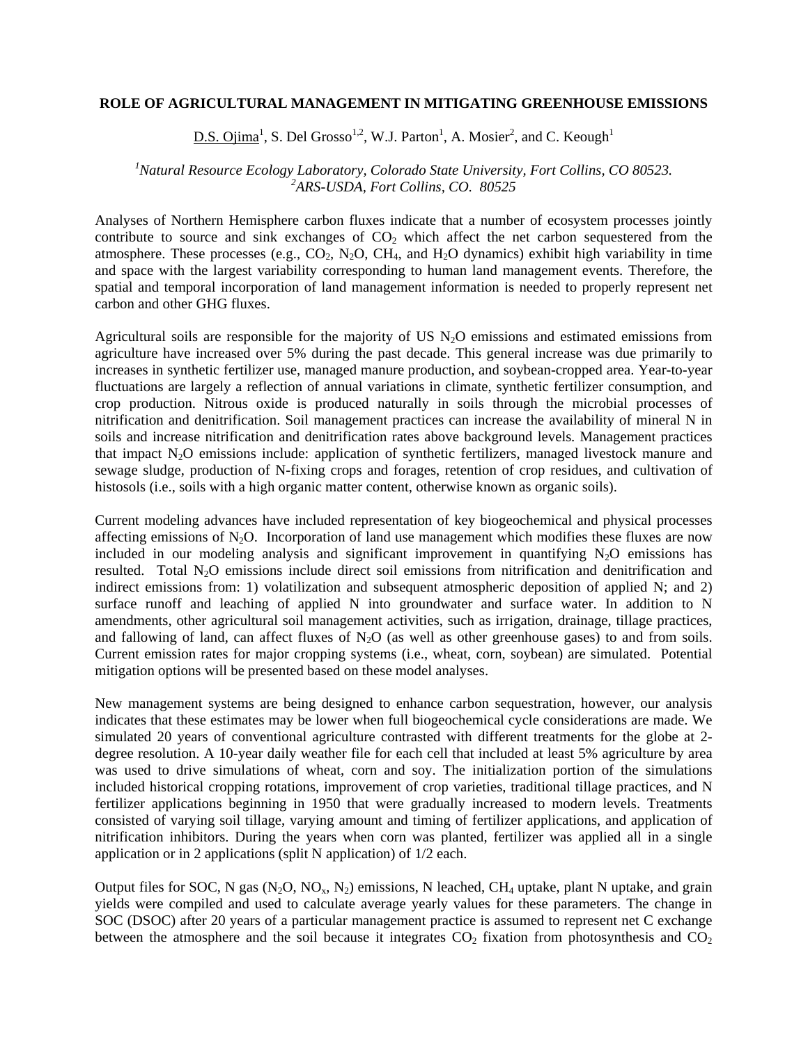# ROLE OF AGRICULTURAL MANAGEMENT IN MITIGATING GREENHOUSE EMISSIONS

D.S. Ojima[1], S. Del Grosso[1,2], W.J. Parton[1], A. Mosier[2], and C. Keough[1]

*[1]Natural Resource Ecology Laboratory, Colorado State University, Fort Collins, CO 80523.*
*[2]ARS-USDA, Fort Collins, CO. 80525*

Analyses of Northern Hemisphere carbon fluxes indicate that a number of ecosystem processes jointly contribute to source and sink exchanges of $CO_2$ which affect the net carbon sequestered from the atmosphere. These processes (e.g., $CO_2$, $N_2O$, $CH_4$, and $H_2O$ dynamics) exhibit high variability in time and space with the largest variability corresponding to human land management events. Therefore, the spatial and temporal incorporation of land management information is needed to properly represent net carbon and other GHG fluxes.

Agricultural soils are responsible for the majority of US $N_2O$ emissions and estimated emissions from agriculture have increased over 5% during the past decade. This general increase was due primarily to increases in synthetic fertilizer use, managed manure production, and soybean-cropped area. Year-to-year fluctuations are largely a reflection of annual variations in climate, synthetic fertilizer consumption, and crop production. Nitrous oxide is produced naturally in soils through the microbial processes of nitrification and denitrification. Soil management practices can increase the availability of mineral N in soils and increase nitrification and denitrification rates above background levels. Management practices that impact $N_2O$ emissions include: application of synthetic fertilizers, managed livestock manure and sewage sludge, production of N-fixing crops and forages, retention of crop residues, and cultivation of histosols (i.e., soils with a high organic matter content, otherwise known as organic soils).

Current modeling advances have included representation of key biogeochemical and physical processes affecting emissions of $N_2O$. Incorporation of land use management which modifies these fluxes are now included in our modeling analysis and significant improvement in quantifying $N_2O$ emissions has resulted. Total $N_2O$ emissions include direct soil emissions from nitrification and denitrification and indirect emissions from: 1) volatilization and subsequent atmospheric deposition of applied N; and 2) surface runoff and leaching of applied N into groundwater and surface water. In addition to N amendments, other agricultural soil management activities, such as irrigation, drainage, tillage practices, and fallowing of land, can affect fluxes of $N_2O$ (as well as other greenhouse gases) to and from soils. Current emission rates for major cropping systems (i.e., wheat, corn, soybean) are simulated. Potential mitigation options will be presented based on these model analyses.

New management systems are being designed to enhance carbon sequestration, however, our analysis indicates that these estimates may be lower when full biogeochemical cycle considerations are made. We simulated 20 years of conventional agriculture contrasted with different treatments for the globe at 2-degree resolution. A 10-year daily weather file for each cell that included at least 5% agriculture by area was used to drive simulations of wheat, corn and soy. The initialization portion of the simulations included historical cropping rotations, improvement of crop varieties, traditional tillage practices, and N fertilizer applications beginning in 1950 that were gradually increased to modern levels. Treatments consisted of varying soil tillage, varying amount and timing of fertilizer applications, and application of nitrification inhibitors. During the years when corn was planted, fertilizer was applied all in a single application or in 2 applications (split N application) of 1/2 each.

Output files for SOC, N gas ($N_2O$, $NO_x$, $N_2$) emissions, N leached, $CH_4$ uptake, plant N uptake, and grain yields were compiled and used to calculate average yearly values for these parameters. The change in SOC (DSOC) after 20 years of a particular management practice is assumed to represent net C exchange between the atmosphere and the soil because it integrates $CO_2$ fixation from photosynthesis and $CO_2$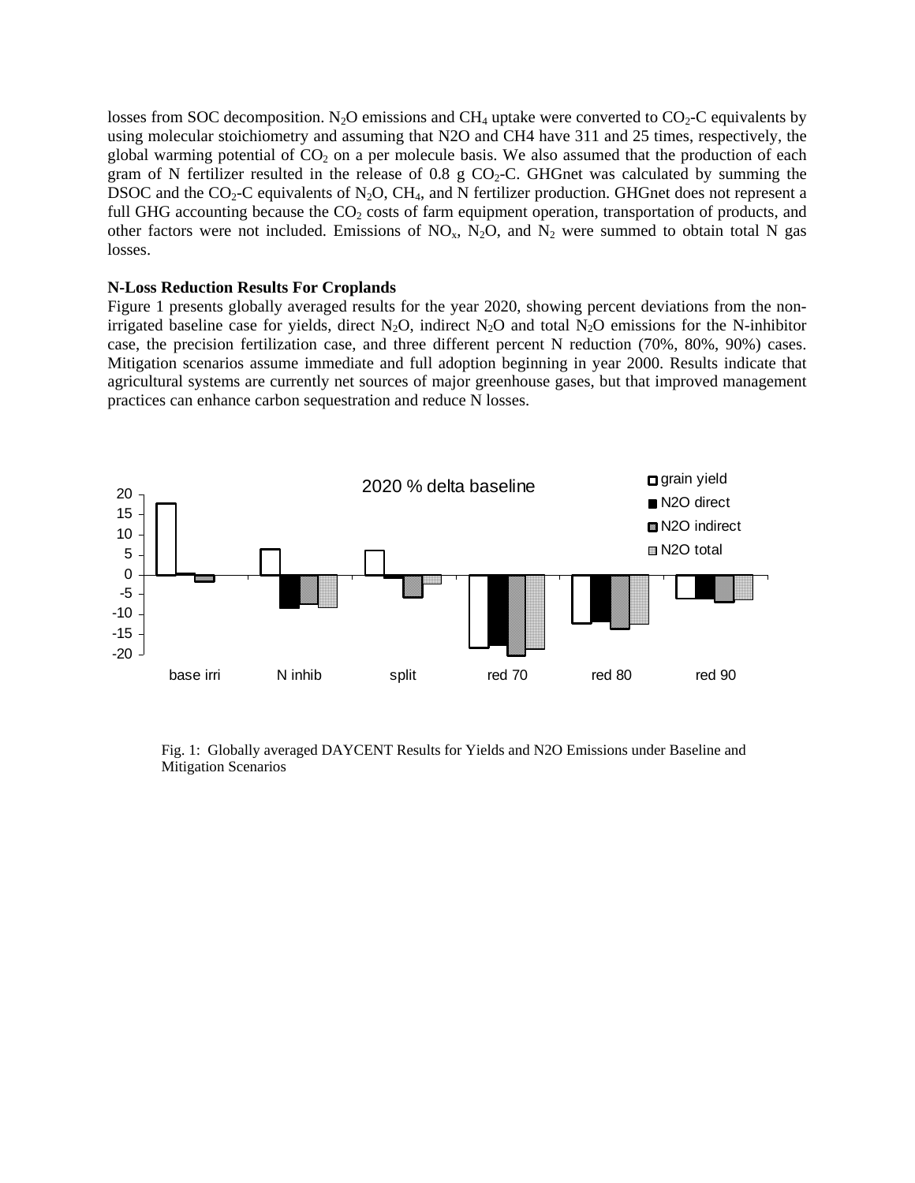losses from SOC decomposition. $N_2O$ emissions and $CH_4$ uptake were converted to $CO_2$-C equivalents by using molecular stoichiometry and assuming that N2O and CH4 have 311 and 25 times, respectively, the global warming potential of $CO_2$ on a per molecule basis. We also assumed that the production of each gram of N fertilizer resulted in the release of 0.8 g $CO_2$-C. GHGnet was calculated by summing the DSOC and the $CO_2$-C equivalents of $N_2O$, $CH_4$, and N fertilizer production. GHGnet does not represent a full GHG accounting because the $CO_2$ costs of farm equipment operation, transportation of products, and other factors were not included. Emissions of $NO_x$, $N_2O$, and $N_2$ were summed to obtain total N gas losses.

**N-Loss Reduction Results For Croplands**

Figure 1 presents globally averaged results for the year 2020, showing percent deviations from the non-irrigated baseline case for yields, direct $N_2O$, indirect $N_2O$ and total $N_2O$ emissions for the N-inhibitor case, the precision fertilization case, and three different percent N reduction (70%, 80%, 90%) cases. Mitigation scenarios assume immediate and full adoption beginning in year 2000. Results indicate that agricultural systems are currently net sources of major greenhouse gases, but that improved management practices can enhance carbon sequestration and reduce N losses.

2020 % delta baseline

grain yield
N2O direct
N2O indirect
N2O total

20
15
10
5
0
-5
-10
-15
-20

base irri
N inhib
split
red 70
red 80
red 90

Fig. 1: Globally averaged DAYCENT Results for Yields and N2O Emissions under Baseline and Mitigation Scenarios